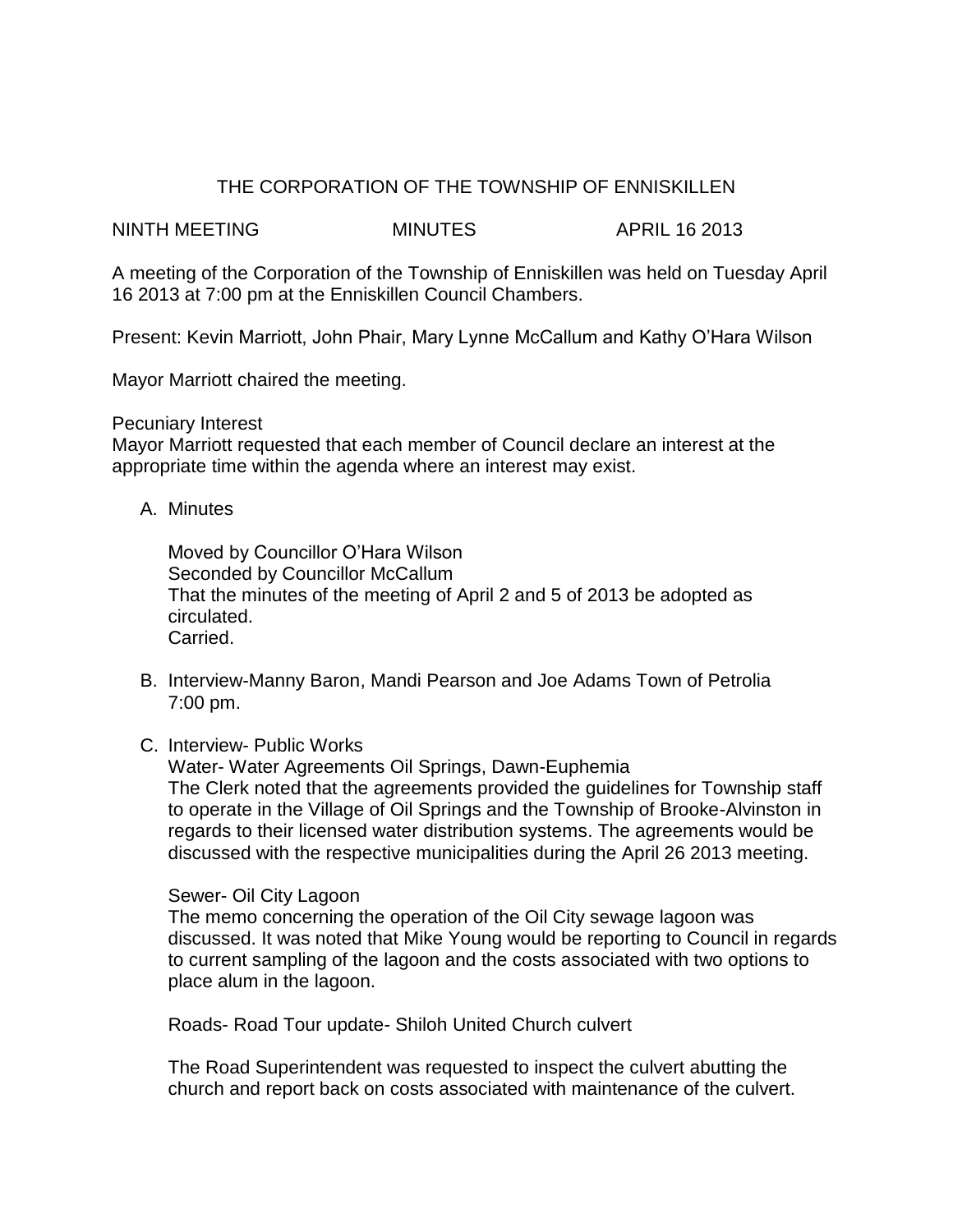# THE CORPORATION OF THE TOWNSHIP OF ENNISKILLEN

NINTH MEETING MINUTES APRIL 16 2013

A meeting of the Corporation of the Township of Enniskillen was held on Tuesday April 16 2013 at 7:00 pm at the Enniskillen Council Chambers.

Present: Kevin Marriott, John Phair, Mary Lynne McCallum and Kathy O'Hara Wilson

Mayor Marriott chaired the meeting.

Pecuniary Interest
Mayor Marriott requested that each member of Council declare an interest at the appropriate time within the agenda where an interest may exist.

A. Minutes

   Moved by Councillor O'Hara Wilson
   Seconded by Councillor McCallum
   That the minutes of the meeting of April 2 and 5 of 2013 be adopted as circulated.
   Carried.

B. Interview-Manny Baron, Mandi Pearson and Joe Adams Town of Petrolia 7:00 pm.

C. Interview- Public Works

   Water- Water Agreements Oil Springs, Dawn-Euphemia
   The Clerk noted that the agreements provided the guidelines for Township staff to operate in the Village of Oil Springs and the Township of Brooke-Alvinston in regards to their licensed water distribution systems. The agreements would be discussed with the respective municipalities during the April 26 2013 meeting.

   Sewer- Oil City Lagoon
   The memo concerning the operation of the Oil City sewage lagoon was discussed. It was noted that Mike Young would be reporting to Council in regards to current sampling of the lagoon and the costs associated with two options to place alum in the lagoon.

   Roads- Road Tour update- Shiloh United Church culvert

   The Road Superintendent was requested to inspect the culvert abutting the church and report back on costs associated with maintenance of the culvert.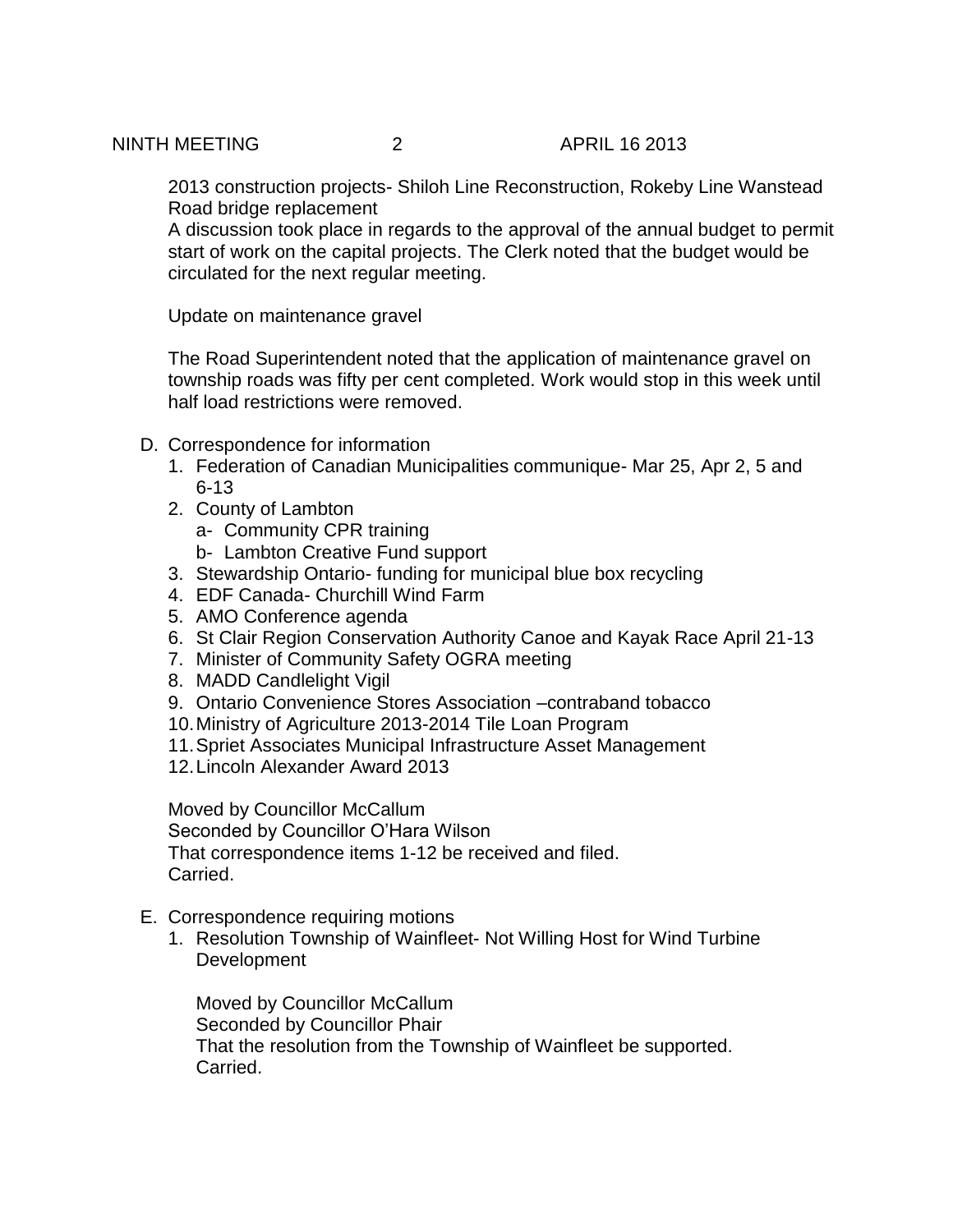2013 construction projects- Shiloh Line Reconstruction, Rokeby Line Wanstead Road bridge replacement

A discussion took place in regards to the approval of the annual budget to permit start of work on the capital projects. The Clerk noted that the budget would be circulated for the next regular meeting.

Update on maintenance gravel

The Road Superintendent noted that the application of maintenance gravel on township roads was fifty per cent completed. Work would stop in this week until half load restrictions were removed.

D. Correspondence for information
   1. Federation of Canadian Municipalities communique- Mar 25, Apr 2, 5 and 6-13
   2. County of Lambton
      a- Community CPR training
      b- Lambton Creative Fund support
   3. Stewardship Ontario- funding for municipal blue box recycling
   4. EDF Canada- Churchill Wind Farm
   5. AMO Conference agenda
   6. St Clair Region Conservation Authority Canoe and Kayak Race April 21-13
   7. Minister of Community Safety OGRA meeting
   8. MADD Candlelight Vigil
   9. Ontario Convenience Stores Association –contraband tobacco
   10. Ministry of Agriculture 2013-2014 Tile Loan Program
   11. Spriet Associates Municipal Infrastructure Asset Management
   12. Lincoln Alexander Award 2013

   Moved by Councillor McCallum
   Seconded by Councillor O'Hara Wilson
   That correspondence items 1-12 be received and filed.
   Carried.

E. Correspondence requiring motions
   1. Resolution Township of Wainfleet- Not Willing Host for Wind Turbine Development

      Moved by Councillor McCallum
      Seconded by Councillor Phair
      That the resolution from the Township of Wainfleet be supported.
      Carried.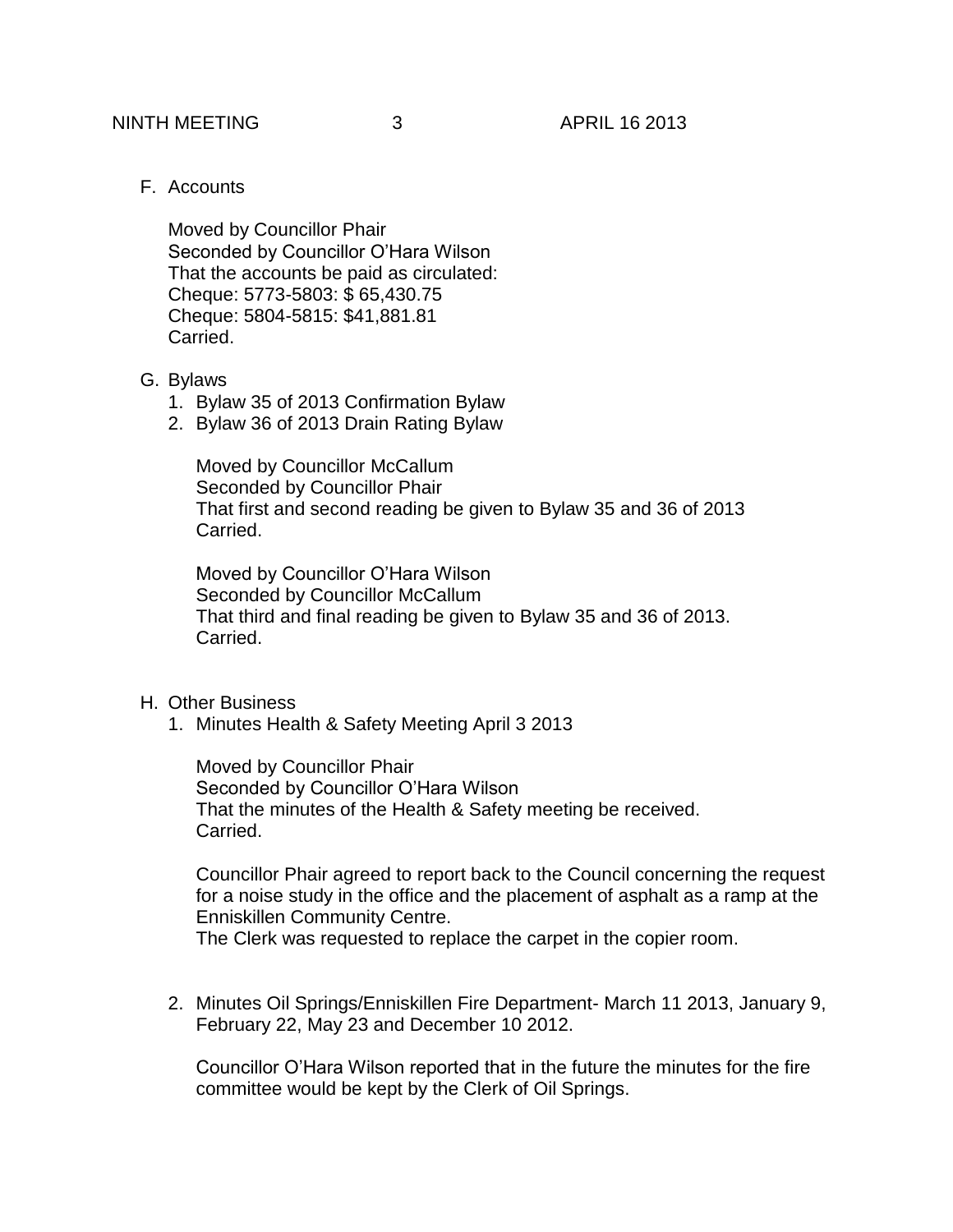F. Accounts

   Moved by Councillor Phair
   Seconded by Councillor O'Hara Wilson
   That the accounts be paid as circulated:
   Cheque: 5773-5803: $ 65,430.75
   Cheque: 5804-5815: $41,881.81
   Carried.

G. Bylaws
   1. Bylaw 35 of 2013 Confirmation Bylaw
   2. Bylaw 36 of 2013 Drain Rating Bylaw

      Moved by Councillor McCallum
      Seconded by Councillor Phair
      That first and second reading be given to Bylaw 35 and 36 of 2013
      Carried.

      Moved by Councillor O'Hara Wilson
      Seconded by Councillor McCallum
      That third and final reading be given to Bylaw 35 and 36 of 2013.
      Carried.

H. Other Business
   1. Minutes Health & Safety Meeting April 3 2013

      Moved by Councillor Phair
      Seconded by Councillor O'Hara Wilson
      That the minutes of the Health & Safety meeting be received.
      Carried.

      Councillor Phair agreed to report back to the Council concerning the request for a noise study in the office and the placement of asphalt as a ramp at the Enniskillen Community Centre.
      The Clerk was requested to replace the carpet in the copier room.

   2. Minutes Oil Springs/Enniskillen Fire Department- March 11 2013, January 9, February 22, May 23 and December 10 2012.

      Councillor O'Hara Wilson reported that in the future the minutes for the fire committee would be kept by the Clerk of Oil Springs.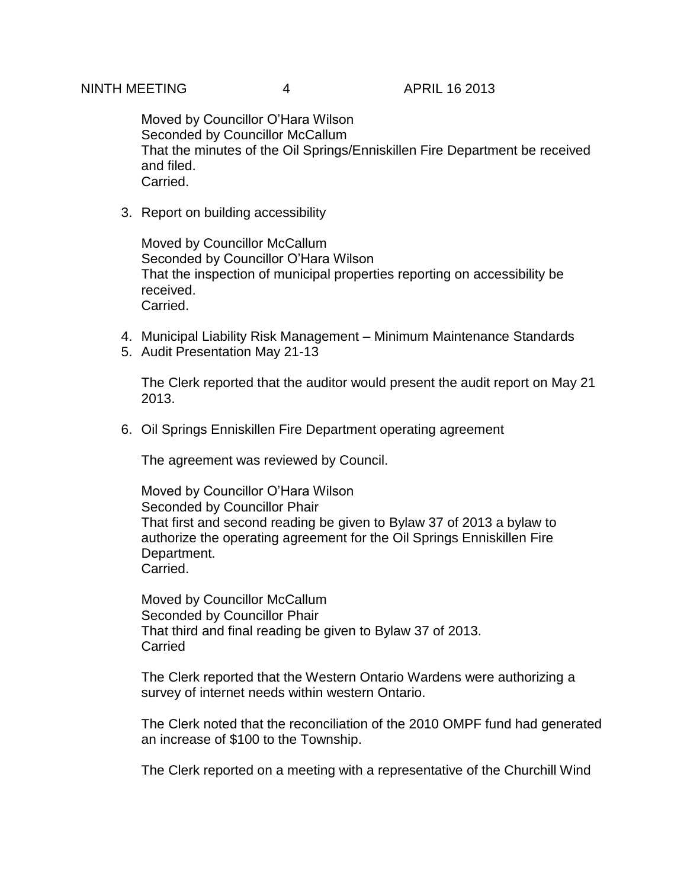Moved by Councillor O'Hara Wilson
Seconded by Councillor McCallum
That the minutes of the Oil Springs/Enniskillen Fire Department be received and filed.
Carried.

3. Report on building accessibility

Moved by Councillor McCallum
Seconded by Councillor O'Hara Wilson
That the inspection of municipal properties reporting on accessibility be received.
Carried.

4. Municipal Liability Risk Management – Minimum Maintenance Standards
5. Audit Presentation May 21-13

The Clerk reported that the auditor would present the audit report on May 21 2013.

6. Oil Springs Enniskillen Fire Department operating agreement

The agreement was reviewed by Council.

Moved by Councillor O'Hara Wilson
Seconded by Councillor Phair
That first and second reading be given to Bylaw 37 of 2013 a bylaw to authorize the operating agreement for the Oil Springs Enniskillen Fire Department.
Carried.

Moved by Councillor McCallum
Seconded by Councillor Phair
That third and final reading be given to Bylaw 37 of 2013.
Carried

The Clerk reported that the Western Ontario Wardens were authorizing a survey of internet needs within western Ontario.

The Clerk noted that the reconciliation of the 2010 OMPF fund had generated an increase of $100 to the Township.

The Clerk reported on a meeting with a representative of the Churchill Wind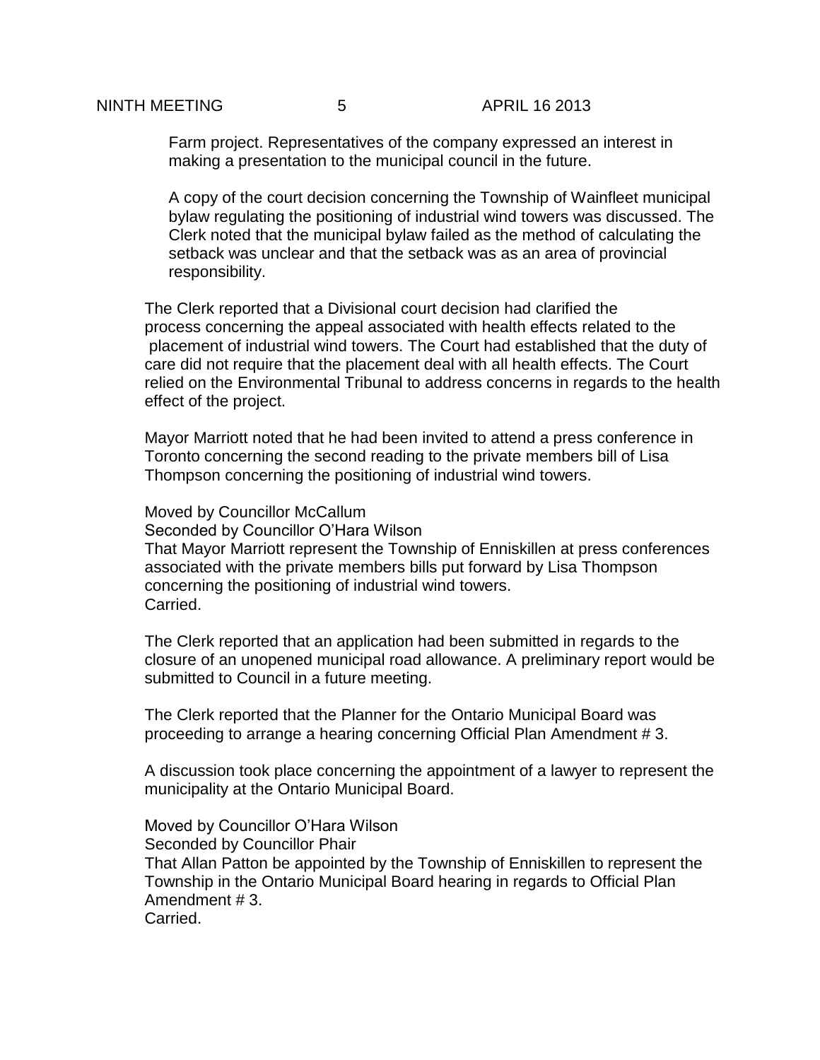Farm project. Representatives of the company expressed an interest in making a presentation to the municipal council in the future.

A copy of the court decision concerning the Township of Wainfleet municipal bylaw regulating the positioning of industrial wind towers was discussed. The Clerk noted that the municipal bylaw failed as the method of calculating the setback was unclear and that the setback was as an area of provincial responsibility.

The Clerk reported that a Divisional court decision had clarified the process concerning the appeal associated with health effects related to the placement of industrial wind towers. The Court had established that the duty of care did not require that the placement deal with all health effects. The Court relied on the Environmental Tribunal to address concerns in regards to the health effect of the project.

Mayor Marriott noted that he had been invited to attend a press conference in Toronto concerning the second reading to the private members bill of Lisa Thompson concerning the positioning of industrial wind towers.

Moved by Councillor McCallum
Seconded by Councillor O'Hara Wilson
That Mayor Marriott represent the Township of Enniskillen at press conferences associated with the private members bills put forward by Lisa Thompson concerning the positioning of industrial wind towers.
Carried.

The Clerk reported that an application had been submitted in regards to the closure of an unopened municipal road allowance. A preliminary report would be submitted to Council in a future meeting.

The Clerk reported that the Planner for the Ontario Municipal Board was proceeding to arrange a hearing concerning Official Plan Amendment # 3.

A discussion took place concerning the appointment of a lawyer to represent the municipality at the Ontario Municipal Board.

Moved by Councillor O'Hara Wilson
Seconded by Councillor Phair
That Allan Patton be appointed by the Township of Enniskillen to represent the Township in the Ontario Municipal Board hearing in regards to Official Plan Amendment # 3.
Carried.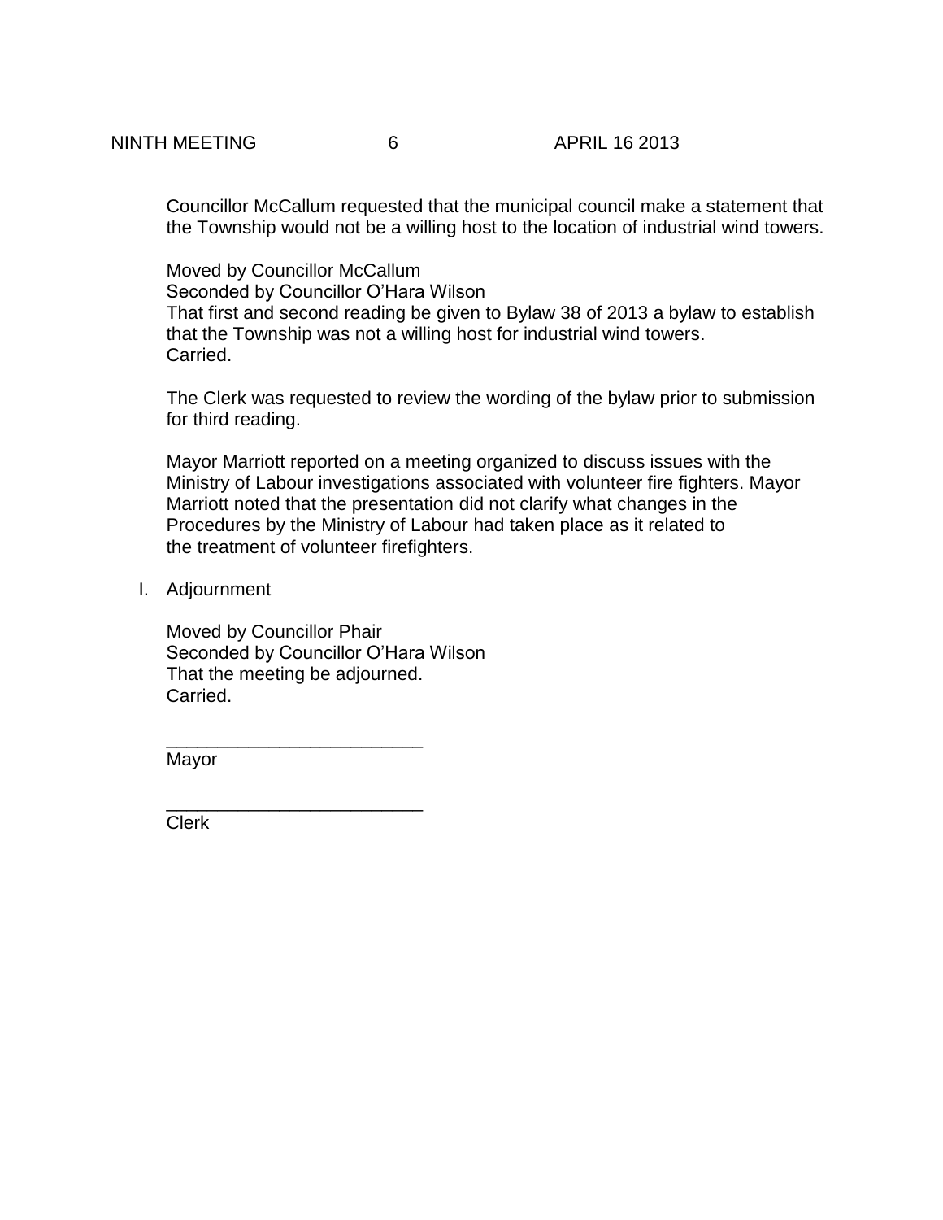Councillor McCallum requested that the municipal council make a statement that the Township would not be a willing host to the location of industrial wind towers.

Moved by Councillor McCallum
Seconded by Councillor O'Hara Wilson
That first and second reading be given to Bylaw 38 of 2013 a bylaw to establish that the Township was not a willing host for industrial wind towers.
Carried.

The Clerk was requested to review the wording of the bylaw prior to submission for third reading.

Mayor Marriott reported on a meeting organized to discuss issues with the Ministry of Labour investigations associated with volunteer fire fighters. Mayor Marriott noted that the presentation did not clarify what changes in the Procedures by the Ministry of Labour had taken place as it related to the treatment of volunteer firefighters.

I. Adjournment

Moved by Councillor Phair
Seconded by Councillor O'Hara Wilson
That the meeting be adjourned.
Carried.

_________________________
Mayor

_________________________
Clerk